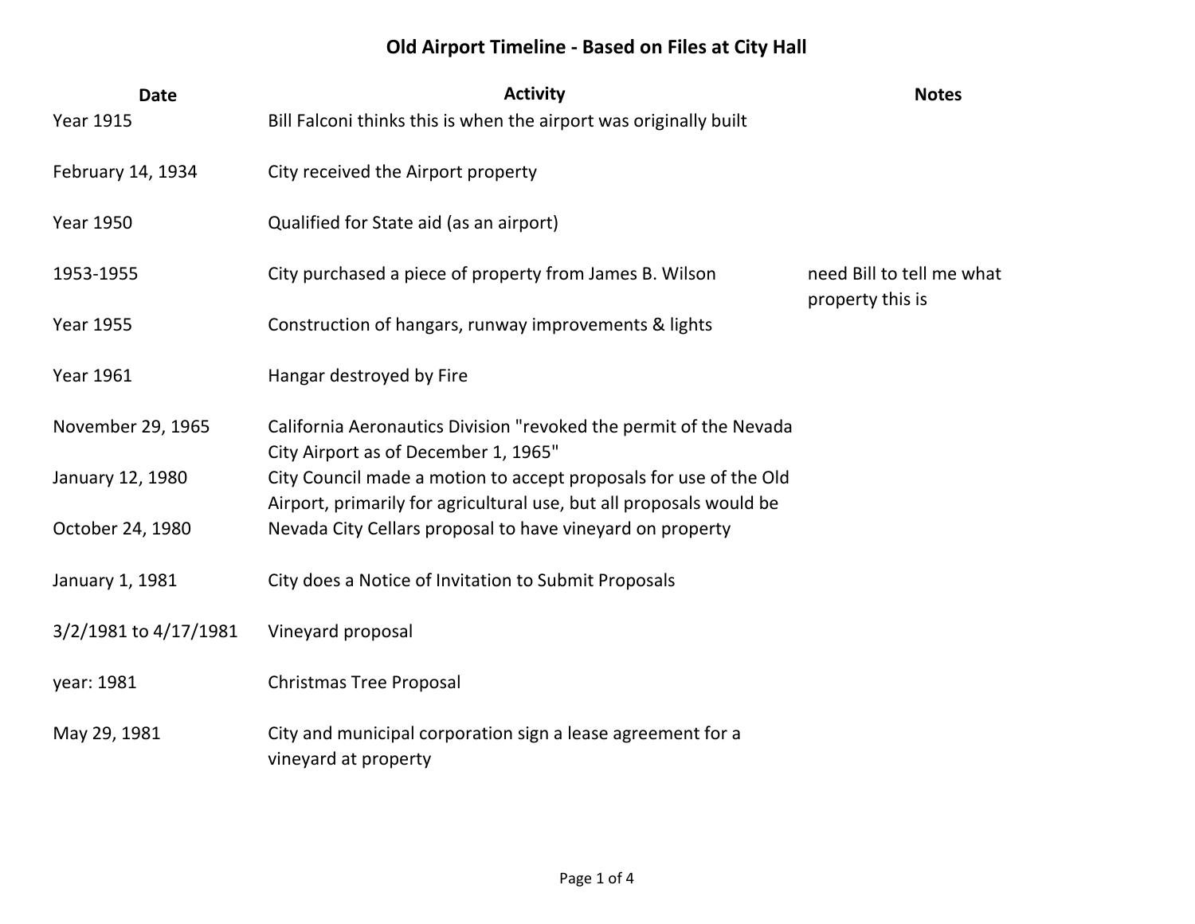# Old Airport Timeline - Based on Files at City Hall

| Date | Activity | Notes |
|---|---|---|
| Year 1915 | Bill Falconi thinks this is when the airport was originally built | |
| February 14, 1934 | City received the Airport property | |
| Year 1950 | Qualified for State aid (as an airport) | |
| 1953-1955 | City purchased a piece of property from James B. Wilson | need Bill to tell me what property this is |
| Year 1955 | Construction of hangars, runway improvements & lights | |
| Year 1961 | Hangar destroyed by Fire | |
| November 29, 1965 | California Aeronautics Division "revoked the permit of the Nevada City Airport as of December 1, 1965" | |
| January 12, 1980 | City Council made a motion to accept proposals for use of the Old Airport, primarily for agricultural use, but all proposals would be | |
| October 24, 1980 | Nevada City Cellars proposal to have vineyard on property | |
| January 1, 1981 | City does a Notice of Invitation to Submit Proposals | |
| 3/2/1981 to 4/17/1981 | Vineyard proposal | |
| year: 1981 | Christmas Tree Proposal | |
| May 29, 1981 | City and municipal corporation sign a lease agreement for a vineyard at property | |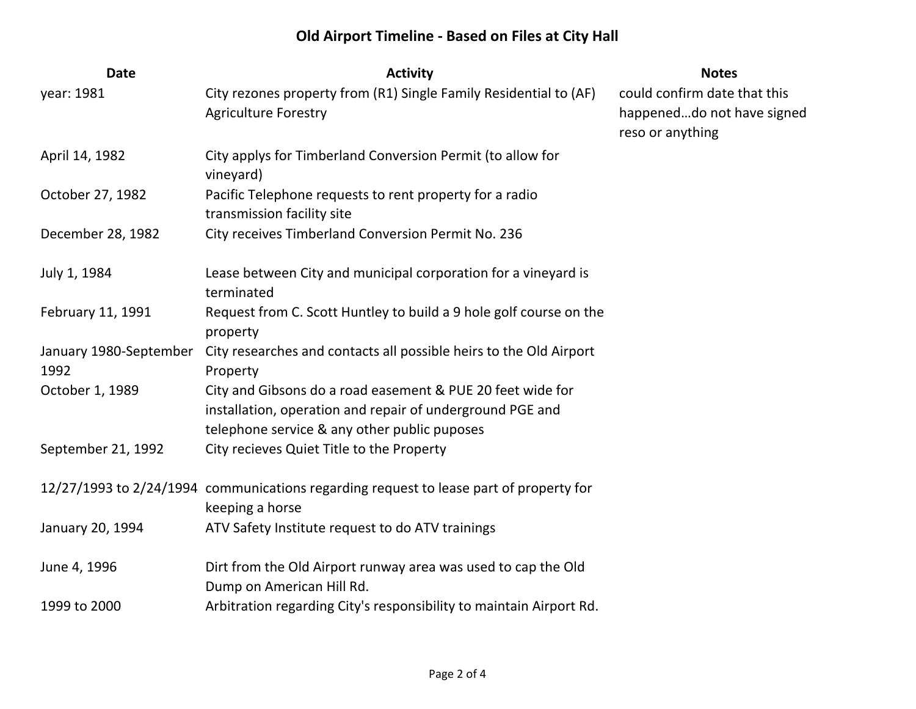# Old Airport Timeline - Based on Files at City Hall

| Date | Activity | Notes |
|---|---|---|
| year: 1981 | City rezones property from (R1) Single Family Residential to (AF) Agriculture Forestry | could confirm date that this happened…do not have signed reso or anything |
| April 14, 1982 | City applys for Timberland Conversion Permit (to allow for vineyard) | |
| October 27, 1982 | Pacific Telephone requests to rent property for a radio transmission facility site | |
| December 28, 1982 | City receives Timberland Conversion Permit No. 236 | |
| July 1, 1984 | Lease between City and municipal corporation for a vineyard is terminated | |
| February 11, 1991 | Request from C. Scott Huntley to build a 9 hole golf course on the property | |
| January 1980-September 1992 | City researches and contacts all possible heirs to the Old Airport Property | |
| October 1, 1989 | City and Gibsons do a road easement & PUE 20 feet wide for installation, operation and repair of underground PGE and telephone service & any other public puposes | |
| September 21, 1992 | City recieves Quiet Title to the Property | |
| 12/27/1993 to 2/24/1994 | communications regarding request to lease part of property for keeping a horse | |
| January 20, 1994 | ATV Safety Institute request to do ATV trainings | |
| June 4, 1996 | Dirt from the Old Airport runway area was used to cap the Old Dump on American Hill Rd. | |
| 1999 to 2000 | Arbitration regarding City's responsibility to maintain Airport Rd. | |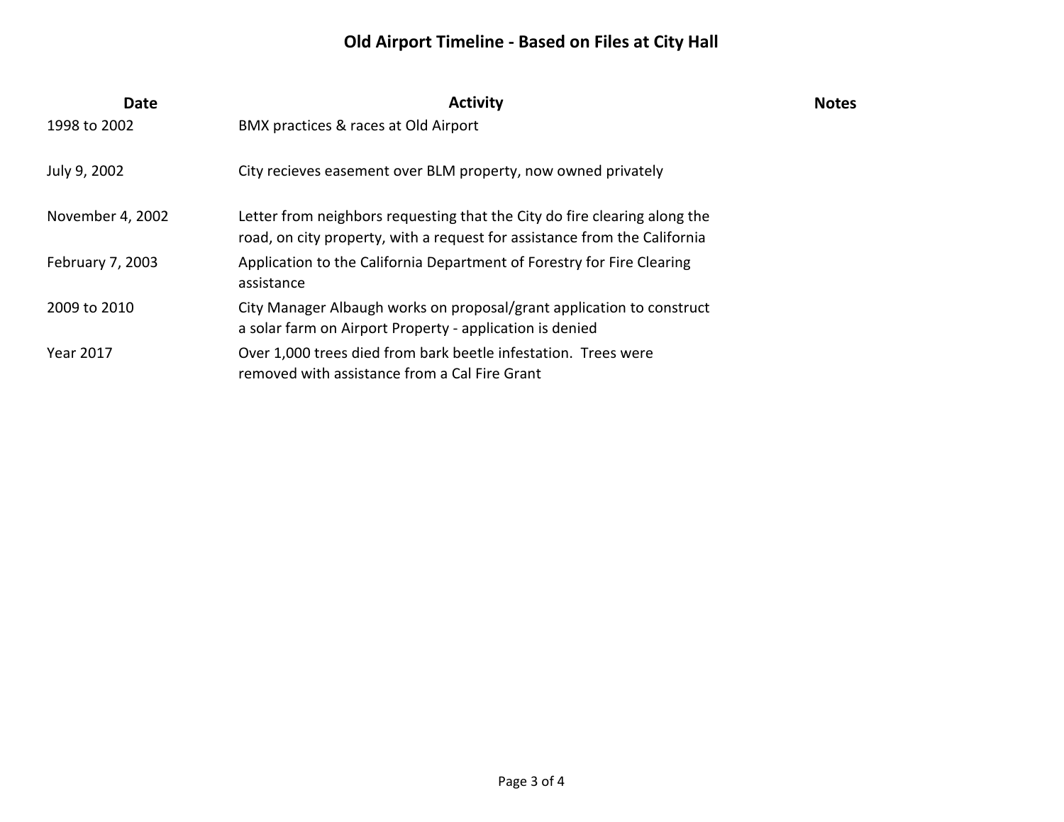# Old Airport Timeline - Based on Files at City Hall

| Date | Activity | Notes |
|---|---|---|
| 1998 to 2002 | BMX practices & races at Old Airport | |
| July 9, 2002 | City recieves easement over BLM property, now owned privately | |
| November 4, 2002 | Letter from neighbors requesting that the City do fire clearing along the road, on city property, with a request for assistance from the California | |
| February 7, 2003 | Application to the California Department of Forestry for Fire Clearing assistance | |
| 2009 to 2010 | City Manager Albaugh works on proposal/grant application to construct a solar farm on Airport Property - application is denied | |
| Year 2017 | Over 1,000 trees died from bark beetle infestation. Trees were removed with assistance from a Cal Fire Grant | |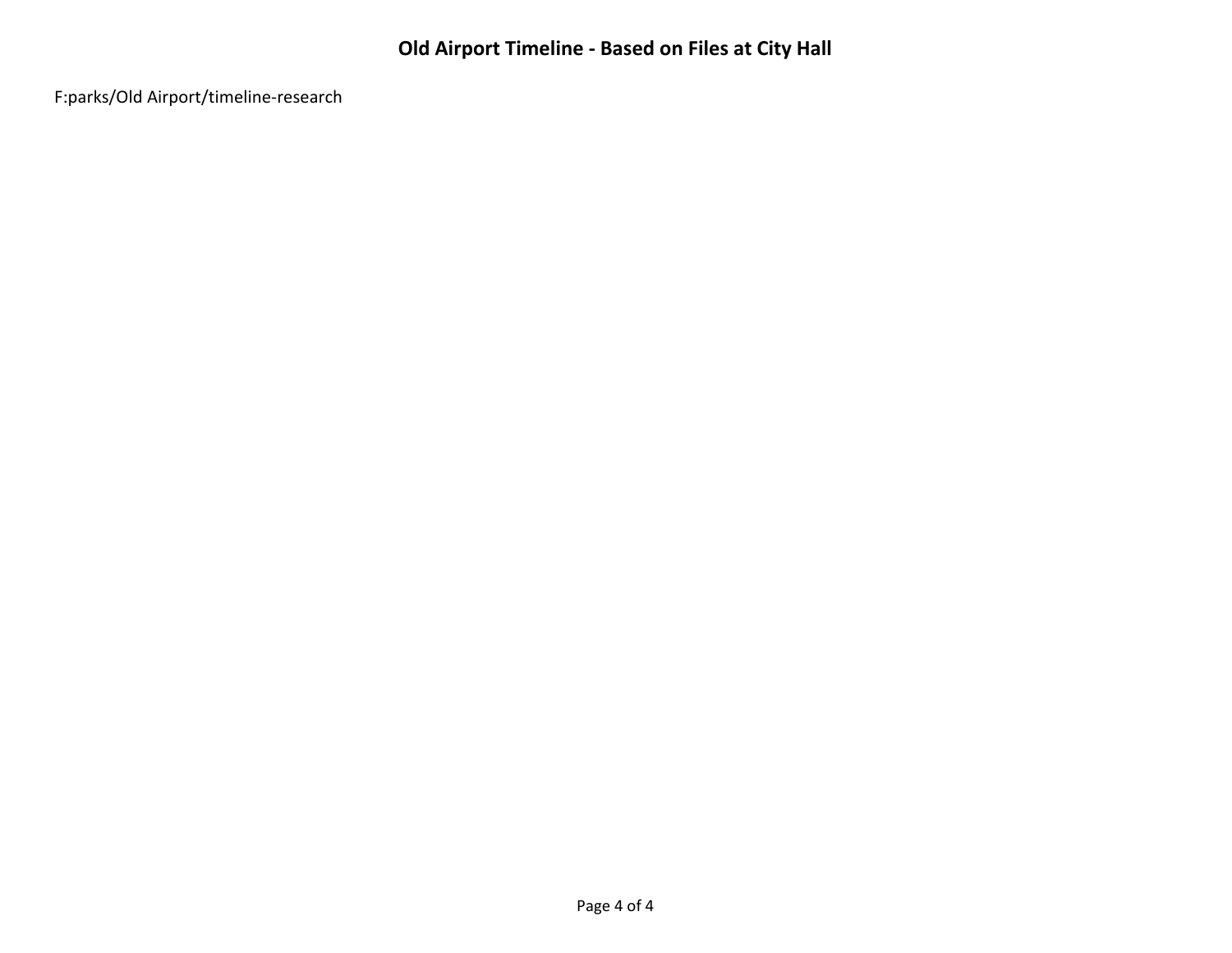F:parks/Old Airport/timeline-research